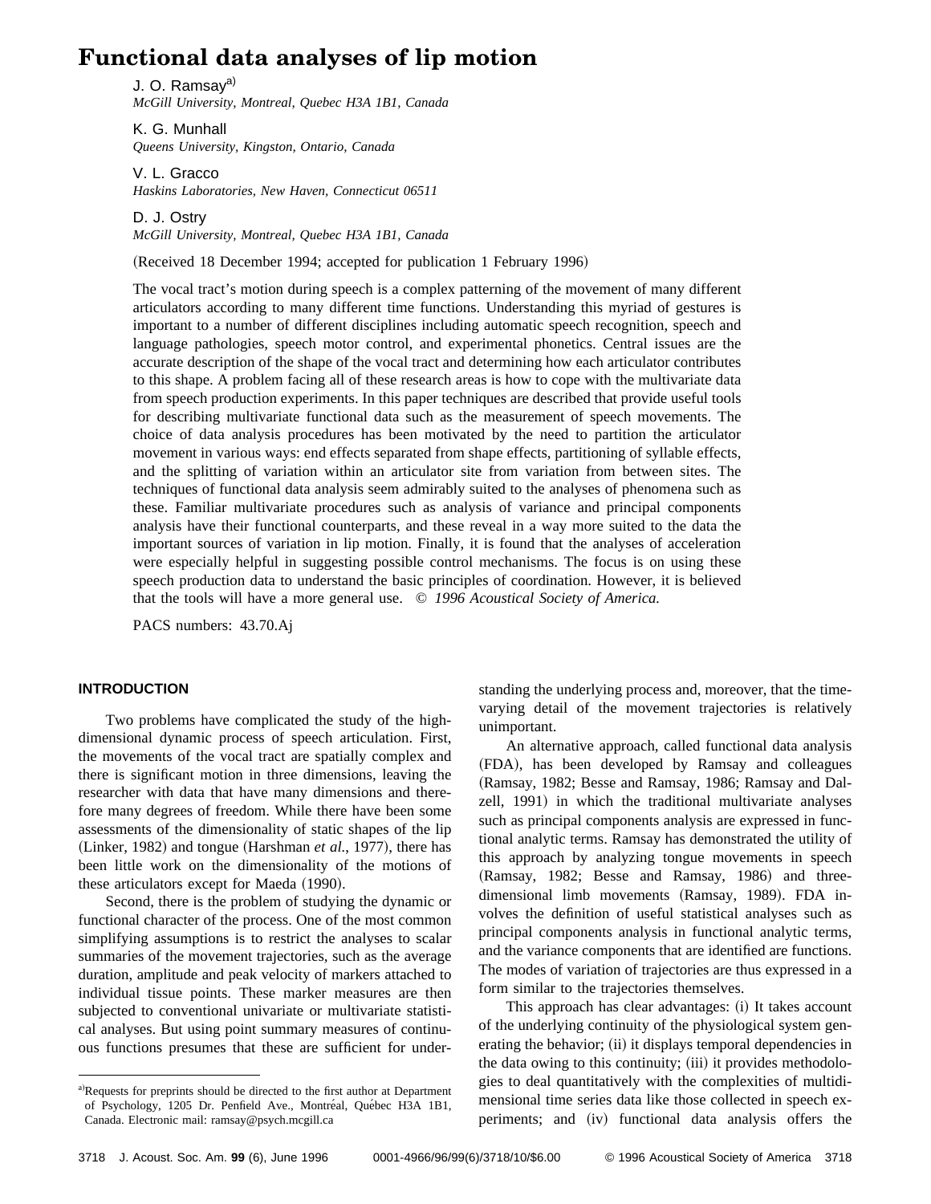# Functional data analyses of lip motion

J. O. Ramsay[a)]
*McGill University, Montreal, Quebec H3A 1B1, Canada*

K. G. Munhall
*Queens University, Kingston, Ontario, Canada*

V. L. Gracco
*Haskins Laboratories, New Haven, Connecticut 06511*

D. J. Ostry
*McGill University, Montreal, Quebec H3A 1B1, Canada*

(Received 18 December 1994; accepted for publication 1 February 1996)

The vocal tract's motion during speech is a complex patterning of the movement of many different articulators according to many different time functions. Understanding this myriad of gestures is important to a number of different disciplines including automatic speech recognition, speech and language pathologies, speech motor control, and experimental phonetics. Central issues are the accurate description of the shape of the vocal tract and determining how each articulator contributes to this shape. A problem facing all of these research areas is how to cope with the multivariate data from speech production experiments. In this paper techniques are described that provide useful tools for describing multivariate functional data such as the measurement of speech movements. The choice of data analysis procedures has been motivated by the need to partition the articulator movement in various ways: end effects separated from shape effects, partitioning of syllable effects, and the splitting of variation within an articulator site from variation from between sites. The techniques of functional data analysis seem admirably suited to the analyses of phenomena such as these. Familiar multivariate procedures such as analysis of variance and principal components analysis have their functional counterparts, and these reveal in a way more suited to the data the important sources of variation in lip motion. Finally, it is found that the analyses of acceleration were especially helpful in suggesting possible control mechanisms. The focus is on using these speech production data to understand the basic principles of coordination. However, it is believed that the tools will have a more general use. © *1996 Acoustical Society of America.*

PACS numbers: 43.70.Aj

## INTRODUCTION

Two problems have complicated the study of the high-dimensional dynamic process of speech articulation. First, the movements of the vocal tract are spatially complex and there is significant motion in three dimensions, leaving the researcher with data that have many dimensions and therefore many degrees of freedom. While there have been some assessments of the dimensionality of static shapes of the lip (Linker, 1982) and tongue (Harshman *et al.*, 1977), there has been little work on the dimensionality of the motions of these articulators except for Maeda (1990).

Second, there is the problem of studying the dynamic or functional character of the process. One of the most common simplifying assumptions is to restrict the analyses to scalar summaries of the movement trajectories, such as the average duration, amplitude and peak velocity of markers attached to individual tissue points. These marker measures are then subjected to conventional univariate or multivariate statistical analyses. But using point summary measures of continuous functions presumes that these are sufficient for understanding the underlying process and, moreover, that the time-varying detail of the movement trajectories is relatively unimportant.

An alternative approach, called functional data analysis (FDA), has been developed by Ramsay and colleagues (Ramsay, 1982; Besse and Ramsay, 1986; Ramsay and Dalzell, 1991) in which the traditional multivariate analyses such as principal components analysis are expressed in functional analytic terms. Ramsay has demonstrated the utility of this approach by analyzing tongue movements in speech (Ramsay, 1982; Besse and Ramsay, 1986) and three-dimensional limb movements (Ramsay, 1989). FDA involves the definition of useful statistical analyses such as principal components analysis in functional analytic terms, and the variance components that are identified are functions. The modes of variation of trajectories are thus expressed in a form similar to the trajectories themselves.

This approach has clear advantages: (i) It takes account of the underlying continuity of the physiological system generating the behavior; (ii) it displays temporal dependencies in the data owing to this continuity; (iii) it provides methodologies to deal quantitatively with the complexities of multidimensional time series data like those collected in speech experiments; and (iv) functional data analysis offers the

[a)]Requests for preprints should be directed to the first author at Department of Psychology, 1205 Dr. Penfield Ave., Montréal, Québec H3A 1B1, Canada. Electronic mail: ramsay@psych.mcgill.ca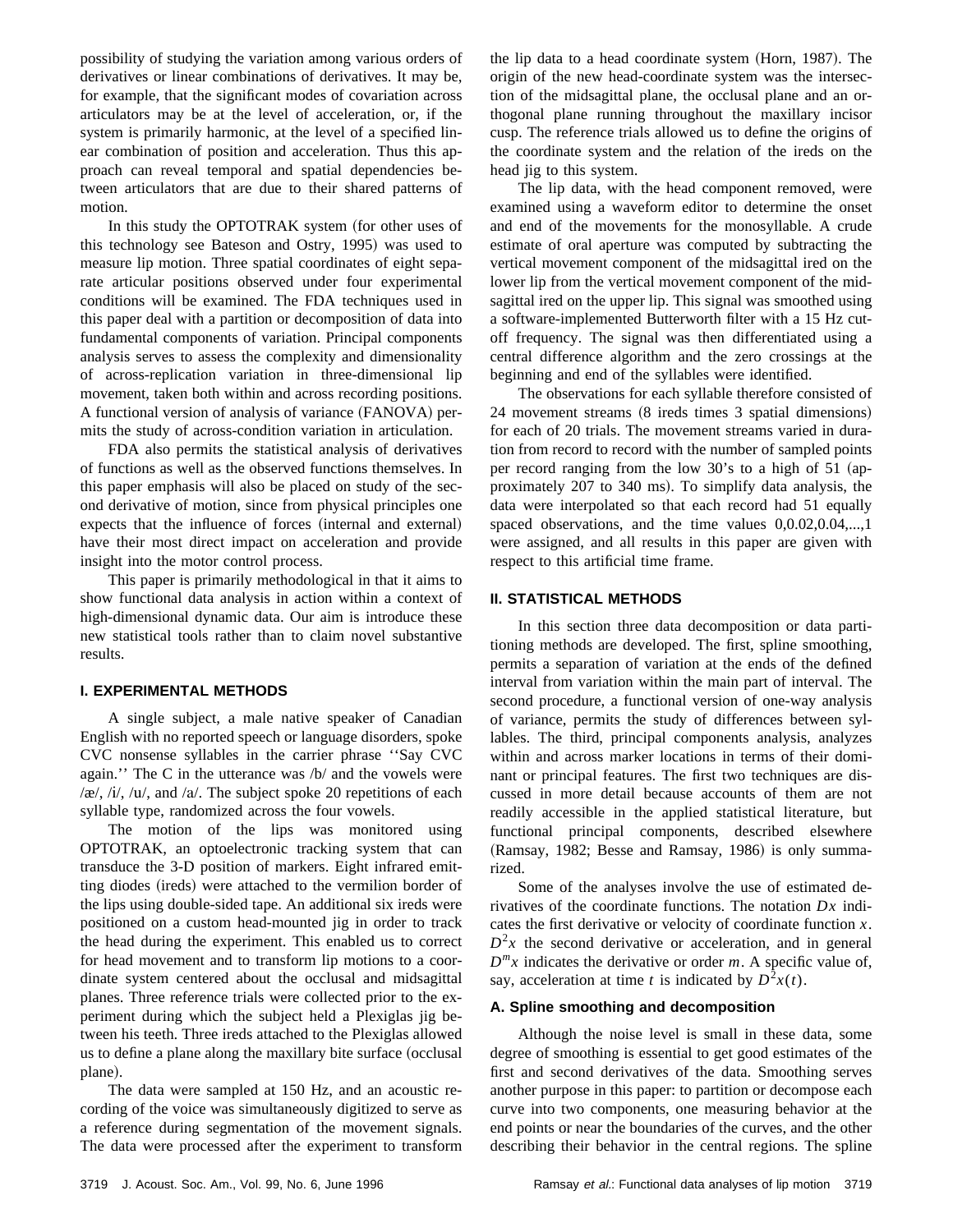possibility of studying the variation among various orders of derivatives or linear combinations of derivatives. It may be, for example, that the significant modes of covariation across articulators may be at the level of acceleration, or, if the system is primarily harmonic, at the level of a specified linear combination of position and acceleration. Thus this approach can reveal temporal and spatial dependencies between articulators that are due to their shared patterns of motion.

In this study the OPTOTRAK system (for other uses of this technology see Bateson and Ostry, 1995) was used to measure lip motion. Three spatial coordinates of eight separate articular positions observed under four experimental conditions will be examined. The FDA techniques used in this paper deal with a partition or decomposition of data into fundamental components of variation. Principal components analysis serves to assess the complexity and dimensionality of across-replication variation in three-dimensional lip movement, taken both within and across recording positions. A functional version of analysis of variance (FANOVA) permits the study of across-condition variation in articulation.

FDA also permits the statistical analysis of derivatives of functions as well as the observed functions themselves. In this paper emphasis will also be placed on study of the second derivative of motion, since from physical principles one expects that the influence of forces (internal and external) have their most direct impact on acceleration and provide insight into the motor control process.

This paper is primarily methodological in that it aims to show functional data analysis in action within a context of high-dimensional dynamic data. Our aim is introduce these new statistical tools rather than to claim novel substantive results.

## I. EXPERIMENTAL METHODS

A single subject, a male native speaker of Canadian English with no reported speech or language disorders, spoke CVC nonsense syllables in the carrier phrase ''Say CVC again.'' The C in the utterance was /b/ and the vowels were /æ/, /i/, /u/, and /a/. The subject spoke 20 repetitions of each syllable type, randomized across the four vowels.

The motion of the lips was monitored using OPTOTRAK, an optoelectronic tracking system that can transduce the 3-D position of markers. Eight infrared emitting diodes (ireds) were attached to the vermilion border of the lips using double-sided tape. An additional six ireds were positioned on a custom head-mounted jig in order to track the head during the experiment. This enabled us to correct for head movement and to transform lip motions to a coordinate system centered about the occlusal and midsagittal planes. Three reference trials were collected prior to the experiment during which the subject held a Plexiglas jig between his teeth. Three ireds attached to the Plexiglas allowed us to define a plane along the maxillary bite surface (occlusal plane).

The data were sampled at 150 Hz, and an acoustic recording of the voice was simultaneously digitized to serve as a reference during segmentation of the movement signals. The data were processed after the experiment to transform the lip data to a head coordinate system (Horn, 1987). The origin of the new head-coordinate system was the intersection of the midsagittal plane, the occlusal plane and an orthogonal plane running throughout the maxillary incisor cusp. The reference trials allowed us to define the origins of the coordinate system and the relation of the ireds on the head jig to this system.

The lip data, with the head component removed, were examined using a waveform editor to determine the onset and end of the movements for the monosyllable. A crude estimate of oral aperture was computed by subtracting the vertical movement component of the midsagittal ired on the lower lip from the vertical movement component of the midsagittal ired on the upper lip. This signal was smoothed using a software-implemented Butterworth filter with a 15 Hz cutoff frequency. The signal was then differentiated using a central difference algorithm and the zero crossings at the beginning and end of the syllables were identified.

The observations for each syllable therefore consisted of 24 movement streams (8 ireds times 3 spatial dimensions) for each of 20 trials. The movement streams varied in duration from record to record with the number of sampled points per record ranging from the low 30's to a high of 51 (approximately 207 to 340 ms). To simplify data analysis, the data were interpolated so that each record had 51 equally spaced observations, and the time values 0,0.02,0.04,...,1 were assigned, and all results in this paper are given with respect to this artificial time frame.

## II. STATISTICAL METHODS

In this section three data decomposition or data partitioning methods are developed. The first, spline smoothing, permits a separation of variation at the ends of the defined interval from variation within the main part of interval. The second procedure, a functional version of one-way analysis of variance, permits the study of differences between syllables. The third, principal components analysis, analyzes within and across marker locations in terms of their dominant or principal features. The first two techniques are discussed in more detail because accounts of them are not readily accessible in the applied statistical literature, but functional principal components, described elsewhere (Ramsay, 1982; Besse and Ramsay, 1986) is only summarized.

Some of the analyses involve the use of estimated derivatives of the coordinate functions. The notation $Dx$ indicates the first derivative or velocity of coordinate function $x$. $D^2x$ the second derivative or acceleration, and in general $D^mx$ indicates the derivative or order $m$. A specific value of, say, acceleration at time $t$ is indicated by $D^2x(t)$.

### A. Spline smoothing and decomposition

Although the noise level is small in these data, some degree of smoothing is essential to get good estimates of the first and second derivatives of the data. Smoothing serves another purpose in this paper: to partition or decompose each curve into two components, one measuring behavior at the end points or near the boundaries of the curves, and the other describing their behavior in the central regions. The spline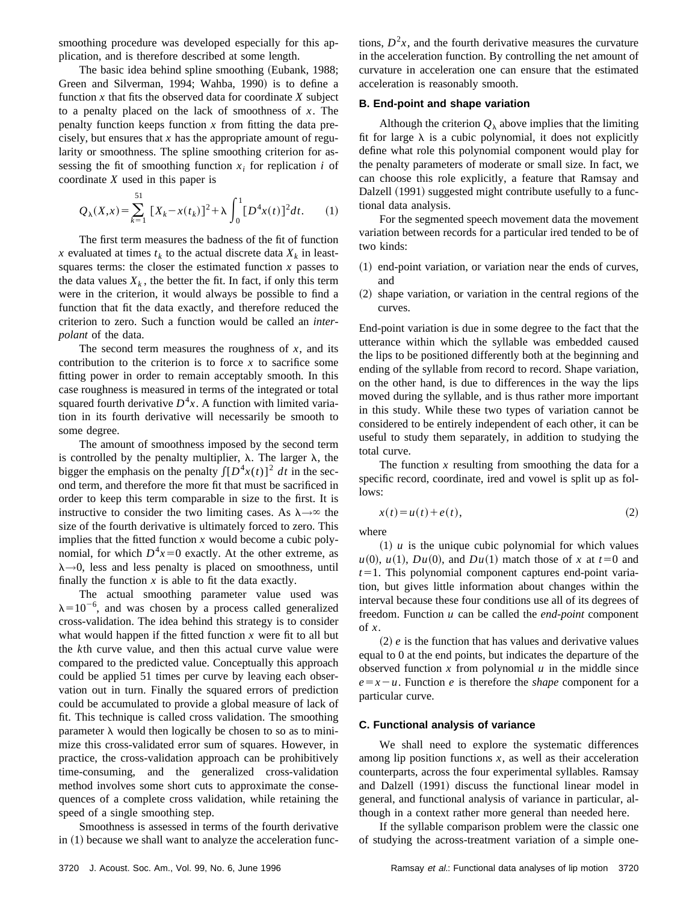smoothing procedure was developed especially for this application, and is therefore described at some length.

The basic idea behind spline smoothing (Eubank, 1988; Green and Silverman, 1994; Wahba, 1990) is to define a function $x$ that fits the observed data for coordinate $X$ subject to a penalty placed on the lack of smoothness of $x$. The penalty function keeps function $x$ from fitting the data precisely, but ensures that $x$ has the appropriate amount of regularity or smoothness. The spline smoothing criterion for assessing the fit of smoothing function $x_i$ for replication $i$ of coordinate $X$ used in this paper is

$$Q_\lambda(X,x) = \sum_{k=1}^{51} [X_k - x(t_k)]^2 + \lambda \int_0^1 [D^4 x(t)]^2 dt. \qquad (1)$$

The first term measures the badness of the fit of function $x$ evaluated at times $t_k$ to the actual discrete data $X_k$ in least-squares terms: the closer the estimated function $x$ passes to the data values $X_k$, the better the fit. In fact, if only this term were in the criterion, it would always be possible to find a function that fit the data exactly, and therefore reduced the criterion to zero. Such a function would be called an *interpolant* of the data.

The second term measures the roughness of $x$, and its contribution to the criterion is to force $x$ to sacrifice some fitting power in order to remain acceptably smooth. In this case roughness is measured in terms of the integrated or total squared fourth derivative $D^4x$. A function with limited variation in its fourth derivative will necessarily be smooth to some degree.

The amount of smoothness imposed by the second term is controlled by the penalty multiplier, $\lambda$. The larger $\lambda$, the bigger the emphasis on the penalty $\int [D^4 x(t)]^2 \, dt$ in the second term, and therefore the more fit that must be sacrificed in order to keep this term comparable in size to the first. It is instructive to consider the two limiting cases. As $\lambda \to \infty$ the size of the fourth derivative is ultimately forced to zero. This implies that the fitted function $x$ would become a cubic polynomial, for which $D^4x = 0$ exactly. At the other extreme, as $\lambda \to 0$, less and less penalty is placed on smoothness, until finally the function $x$ is able to fit the data exactly.

The actual smoothing parameter value used was $\lambda = 10^{-6}$, and was chosen by a process called generalized cross-validation. The idea behind this strategy is to consider what would happen if the fitted function $x$ were fit to all but the $k$th curve value, and then this actual curve value were compared to the predicted value. Conceptually this approach could be applied 51 times per curve by leaving each observation out in turn. Finally the squared errors of prediction could be accumulated to provide a global measure of lack of fit. This technique is called cross validation. The smoothing parameter $\lambda$ would then logically be chosen to so as to minimize this cross-validated error sum of squares. However, in practice, the cross-validation approach can be prohibitively time-consuming, and the generalized cross-validation method involves some short cuts to approximate the consequences of a complete cross validation, while retaining the speed of a single smoothing step.

Smoothness is assessed in terms of the fourth derivative in (1) because we shall want to analyze the acceleration functions, $D^2x$, and the fourth derivative measures the curvature in the acceleration function. By controlling the net amount of curvature in acceleration one can ensure that the estimated acceleration is reasonably smooth.

### B. End-point and shape variation

Although the criterion $Q_\lambda$ above implies that the limiting fit for large $\lambda$ is a cubic polynomial, it does not explicitly define what role this polynomial component would play for the penalty parameters of moderate or small size. In fact, we can choose this role explicitly, a feature that Ramsay and Dalzell (1991) suggested might contribute usefully to a functional data analysis.

For the segmented speech movement data the movement variation between records for a particular ired tended to be of two kinds:

(1) end-point variation, or variation near the ends of curves, and
(2) shape variation, or variation in the central regions of the curves.

End-point variation is due in some degree to the fact that the utterance within which the syllable was embedded caused the lips to be positioned differently both at the beginning and ending of the syllable from record to record. Shape variation, on the other hand, is due to differences in the way the lips moved during the syllable, and is thus rather more important in this study. While these two types of variation cannot be considered to be entirely independent of each other, it can be useful to study them separately, in addition to studying the total curve.

The function $x$ resulting from smoothing the data for a specific record, coordinate, ired and vowel is split up as follows:

$$x(t) = u(t) + e(t), \qquad (2)$$

where

(1) $u$ is the unique cubic polynomial for which values $u(0)$, $u(1)$, $Du(0)$, and $Du(1)$ match those of $x$ at $t=0$ and $t=1$. This polynomial component captures end-point variation, but gives little information about changes within the interval because these four conditions use all of its degrees of freedom. Function $u$ can be called the *end-point* component of $x$.

(2) $e$ is the function that has values and derivative values equal to 0 at the end points, but indicates the departure of the observed function $x$ from polynomial $u$ in the middle since $e = x - u$. Function $e$ is therefore the *shape* component for a particular curve.

### C. Functional analysis of variance

We shall need to explore the systematic differences among lip position functions $x$, as well as their acceleration counterparts, across the four experimental syllables. Ramsay and Dalzell (1991) discuss the functional linear model in general, and functional analysis of variance in particular, although in a context rather more general than needed here.

If the syllable comparison problem were the classic one of studying the across-treatment variation of a simple one-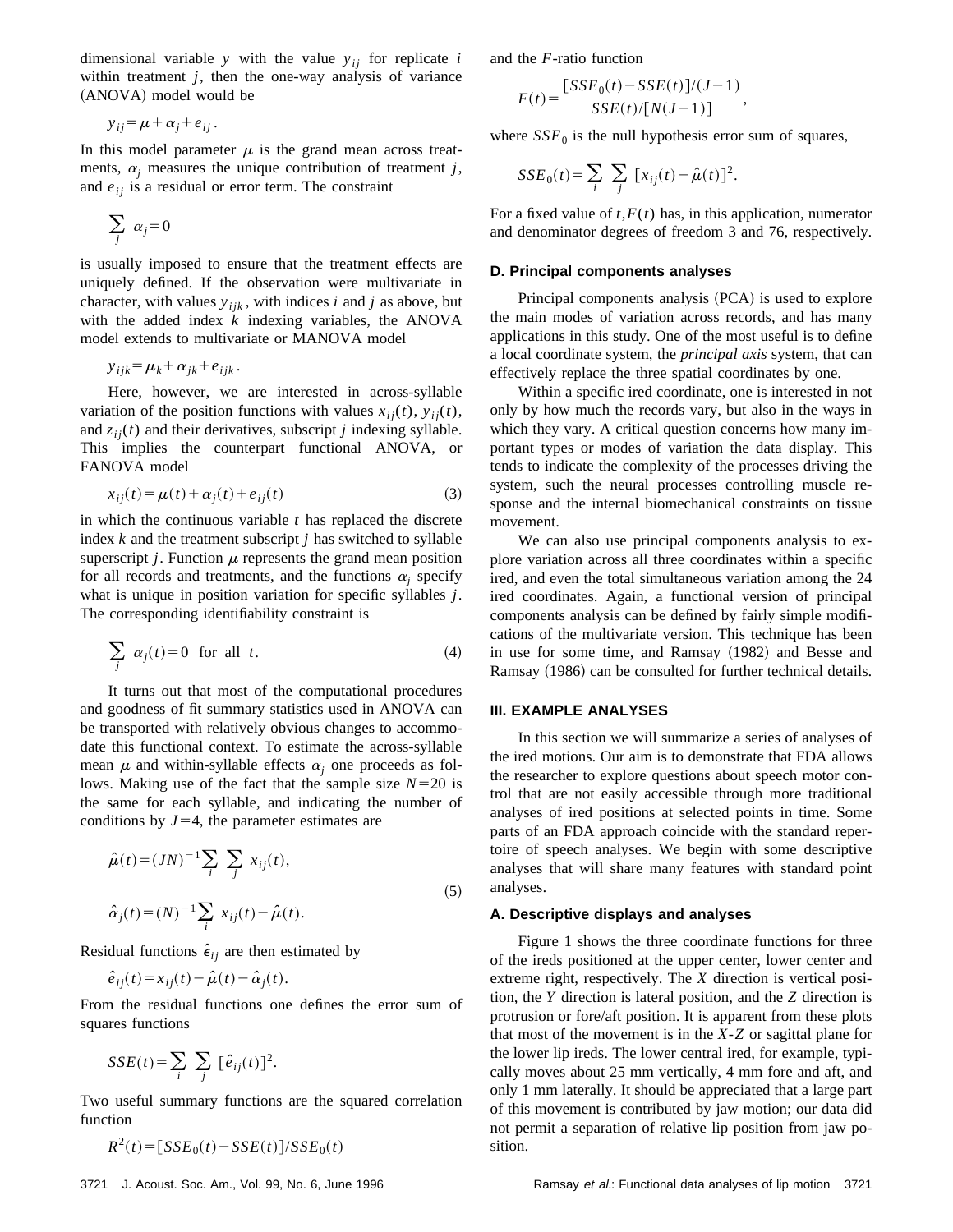dimensional variable $y$ with the value $y_{ij}$ for replicate $i$ within treatment $j$, then the one-way analysis of variance (ANOVA) model would be

$$y_{ij} = \mu + \alpha_j + e_{ij}.$$

In this model parameter $\mu$ is the grand mean across treatments, $\alpha_j$ measures the unique contribution of treatment $j$, and $e_{ij}$ is a residual or error term. The constraint

$$\sum_j \alpha_j = 0$$

is usually imposed to ensure that the treatment effects are uniquely defined. If the observation were multivariate in character, with values $y_{ijk}$, with indices $i$ and $j$ as above, but with the added index $k$ indexing variables, the ANOVA model extends to multivariate or MANOVA model

$$y_{ijk} = \mu_k + \alpha_{jk} + e_{ijk}.$$

Here, however, we are interested in across-syllable variation of the position functions with values $x_{ij}(t)$, $y_{ij}(t)$, and $z_{ij}(t)$ and their derivatives, subscript $j$ indexing syllable. This implies the counterpart functional ANOVA, or FANOVA model

$$x_{ij}(t) = \mu(t) + \alpha_j(t) + e_{ij}(t) \tag{3}$$

in which the continuous variable $t$ has replaced the discrete index $k$ and the treatment subscript $j$ has switched to syllable superscript $j$. Function $\mu$ represents the grand mean position for all records and treatments, and the functions $\alpha_j$ specify what is unique in position variation for specific syllables $j$. The corresponding identifiability constraint is

$$\sum_j \alpha_j(t) = 0 \quad \text{for all} \quad t. \tag{4}$$

It turns out that most of the computational procedures and goodness of fit summary statistics used in ANOVA can be transported with relatively obvious changes to accommodate this functional context. To estimate the across-syllable mean $\mu$ and within-syllable effects $\alpha_j$ one proceeds as follows. Making use of the fact that the sample size $N=20$ is the same for each syllable, and indicating the number of conditions by $J=4$, the parameter estimates are

$$\hat{\mu}(t) = (JN)^{-1} \sum_i \sum_j x_{ij}(t),$$
$$\hat{\alpha}_j(t) = (N)^{-1} \sum_i x_{ij}(t) - \hat{\mu}(t). \tag{5}$$

Residual functions $\hat{\epsilon}_{ij}$ are then estimated by

$$\hat{e}_{ij}(t) = x_{ij}(t) - \hat{\mu}(t) - \hat{\alpha}_j(t).$$

From the residual functions one defines the error sum of squares functions

$$SSE(t) = \sum_i \sum_j [\hat{e}_{ij}(t)]^2.$$

Two useful summary functions are the squared correlation function

$$R^2(t) = [SSE_0(t) - SSE(t)]/SSE_0(t)$$

and the $F$-ratio function

$$F(t) = \frac{[SSE_0(t) - SSE(t)]/(J-1)}{SSE(t)/[N(J-1)]},$$

where $SSE_0$ is the null hypothesis error sum of squares,

$$SSE_0(t) = \sum_i \sum_j [x_{ij}(t) - \hat{\mu}(t)]^2.$$

For a fixed value of $t, F(t)$ has, in this application, numerator and denominator degrees of freedom 3 and 76, respectively.

### D. Principal components analyses

Principal components analysis (PCA) is used to explore the main modes of variation across records, and has many applications in this study. One of the most useful is to define a local coordinate system, the *principal axis* system, that can effectively replace the three spatial coordinates by one.

Within a specific ired coordinate, one is interested in not only by how much the records vary, but also in the ways in which they vary. A critical question concerns how many important types or modes of variation the data display. This tends to indicate the complexity of the processes driving the system, such the neural processes controlling muscle response and the internal biomechanical constraints on tissue movement.

We can also use principal components analysis to explore variation across all three coordinates within a specific ired, and even the total simultaneous variation among the 24 ired coordinates. Again, a functional version of principal components analysis can be defined by fairly simple modifications of the multivariate version. This technique has been in use for some time, and Ramsay (1982) and Besse and Ramsay (1986) can be consulted for further technical details.

## III. EXAMPLE ANALYSES

In this section we will summarize a series of analyses of the ired motions. Our aim is to demonstrate that FDA allows the researcher to explore questions about speech motor control that are not easily accessible through more traditional analyses of ired positions at selected points in time. Some parts of an FDA approach coincide with the standard repertoire of speech analyses. We begin with some descriptive analyses that will share many features with standard point analyses.

### A. Descriptive displays and analyses

Figure 1 shows the three coordinate functions for three of the ireds positioned at the upper center, lower center and extreme right, respectively. The $X$ direction is vertical position, the $Y$ direction is lateral position, and the $Z$ direction is protrusion or fore/aft position. It is apparent from these plots that most of the movement is in the $X$-$Z$ or sagittal plane for the lower lip ireds. The lower central ired, for example, typically moves about 25 mm vertically, 4 mm fore and aft, and only 1 mm laterally. It should be appreciated that a large part of this movement is contributed by jaw motion; our data did not permit a separation of relative lip position from jaw position.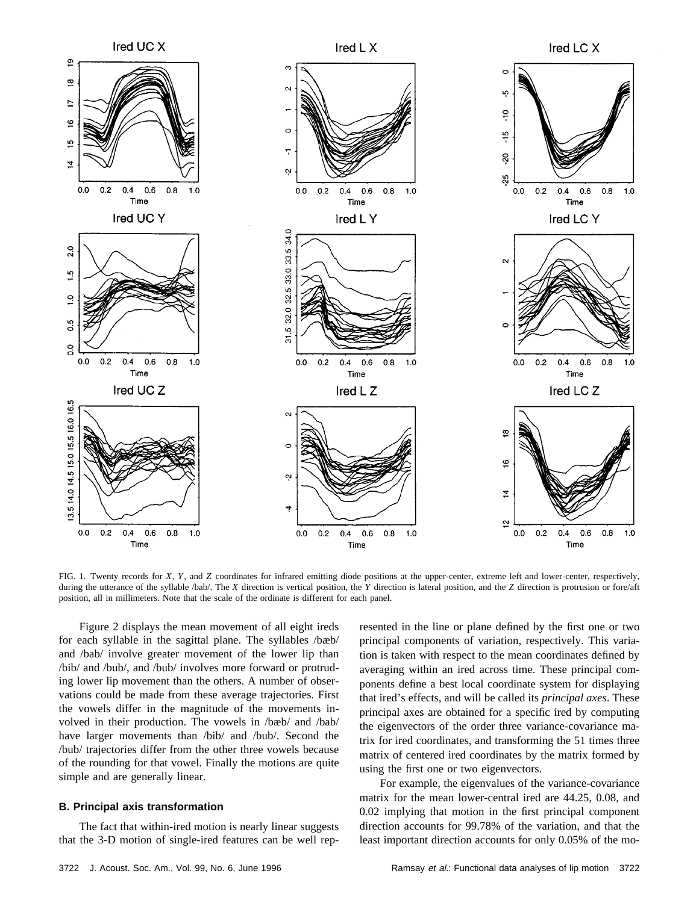FIG. 1. Twenty records for *X*, *Y*, and *Z* coordinates for infrared emitting diode positions at the upper-center, extreme left and lower-center, respectively, during the utterance of the syllable /bab/. The *X* direction is vertical position, the *Y* direction is lateral position, and the *Z* direction is protrusion or fore/aft position, all in millimeters. Note that the scale of the ordinate is different for each panel.

Figure 2 displays the mean movement of all eight ireds for each syllable in the sagittal plane. The syllables /bæb/ and /bab/ involve greater movement of the lower lip than /bib/ and /bub/, and /bub/ involves more forward or protruding lower lip movement than the others. A number of observations could be made from these average trajectories. First the vowels differ in the magnitude of the movements involved in their production. The vowels in /bæb/ and /bab/ have larger movements than /bib/ and /bub/. Second the /bub/ trajectories differ from the other three vowels because of the rounding for that vowel. Finally the motions are quite simple and are generally linear.

### B. Principal axis transformation

The fact that within-ired motion is nearly linear suggests that the 3-D motion of single-ired features can be well represented in the line or plane defined by the first one or two principal components of variation, respectively. This variation is taken with respect to the mean coordinates defined by averaging within an ired across time. These principal components define a best local coordinate system for displaying that ired's effects, and will be called its *principal axes*. These principal axes are obtained for a specific ired by computing the eigenvectors of the order three variance-covariance matrix for ired coordinates, and transforming the 51 times three matrix of centered ired coordinates by the matrix formed by using the first one or two eigenvectors.

For example, the eigenvalues of the variance-covariance matrix for the mean lower-central ired are 44.25, 0.08, and 0.02 implying that motion in the first principal component direction accounts for 99.78% of the variation, and that the least important direction accounts for only 0.05% of the mo-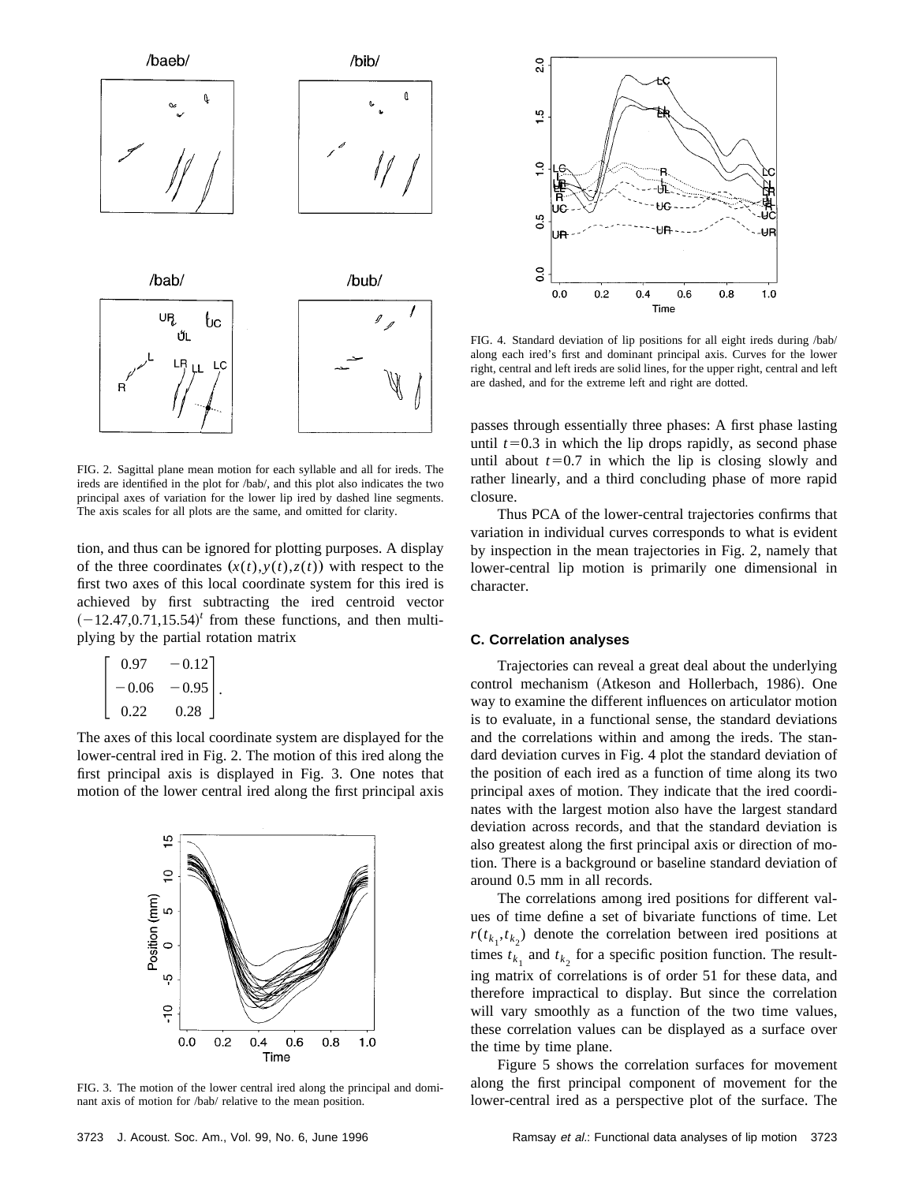FIG. 2. Sagittal plane mean motion for each syllable and all for ireds. The ireds are identified in the plot for /bab/, and this plot also indicates the two principal axes of variation for the lower lip ired by dashed line segments. The axis scales for all plots are the same, and omitted for clarity.

tion, and thus can be ignored for plotting purposes. A display of the three coordinates $(x(t), y(t), z(t))$ with respect to the first two axes of this local coordinate system for this ired is achieved by first subtracting the ired centroid vector $(-12.47, 0.71, 15.54)^t$ from these functions, and then multiplying by the partial rotation matrix

$$\begin{bmatrix} 0.97 & -0.12 \\ -0.06 & -0.95 \\ 0.22 & 0.28 \end{bmatrix}.$$

The axes of this local coordinate system are displayed for the lower-central ired in Fig. 2. The motion of this ired along the first principal axis is displayed in Fig. 3. One notes that motion of the lower central ired along the first principal axis passes through essentially three phases: A first phase lasting until $t=0.3$ in which the lip drops rapidly, as second phase until about $t=0.7$ in which the lip is closing slowly and rather linearly, and a third concluding phase of more rapid closure.

FIG. 3. The motion of the lower central ired along the principal and dominant axis of motion for /bab/ relative to the mean position.

FIG. 4. Standard deviation of lip positions for all eight ireds during /bab/ along each ired's first and dominant principal axis. Curves for the lower right, central and left ireds are solid lines, for the upper right, central and left are dashed, and for the extreme left and right are dotted.

Thus PCA of the lower-central trajectories confirms that variation in individual curves corresponds to what is evident by inspection in the mean trajectories in Fig. 2, namely that lower-central lip motion is primarily one dimensional in character.

### C. Correlation analyses

Trajectories can reveal a great deal about the underlying control mechanism (Atkeson and Hollerbach, 1986). One way to examine the different influences on articulator motion is to evaluate, in a functional sense, the standard deviations and the correlations within and among the ireds. The standard deviation curves in Fig. 4 plot the standard deviation of the position of each ired as a function of time along its two principal axes of motion. They indicate that the ired coordinates with the largest motion also have the largest standard deviation across records, and that the standard deviation is also greatest along the first principal axis or direction of motion. There is a background or baseline standard deviation of around 0.5 mm in all records.

The correlations among ired positions for different values of time define a set of bivariate functions of time. Let $r(t_{k_1}, t_{k_2})$ denote the correlation between ired positions at times $t_{k_1}$ and $t_{k_2}$ for a specific position function. The resulting matrix of correlations is of order 51 for these data, and therefore impractical to display. But since the correlation will vary smoothly as a function of the two time values, these correlation values can be displayed as a surface over the time by time plane.

Figure 5 shows the correlation surfaces for movement along the first principal component of movement for the lower-central ired as a perspective plot of the surface. The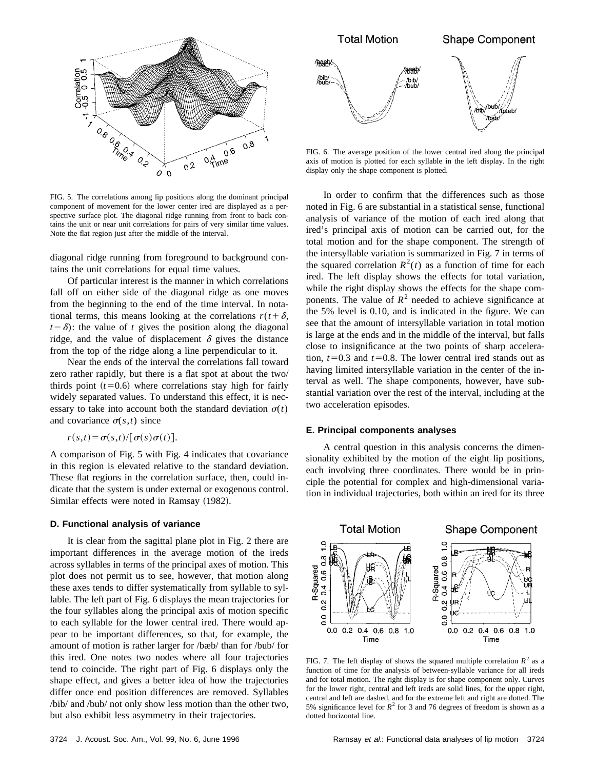FIG. 5. The correlations among lip positions along the dominant principal component of movement for the lower center ired are displayed as a perspective surface plot. The diagonal ridge running from front to back contains the unit or near unit correlations for pairs of very similar time values. Note the flat region just after the middle of the interval.

diagonal ridge running from foreground to background contains the unit correlations for equal time values.

Of particular interest is the manner in which correlations fall off on either side of the diagonal ridge as one moves from the beginning to the end of the time interval. In notational terms, this means looking at the correlations $r(t+\delta, t-\delta)$: the value of $t$ gives the position along the diagonal ridge, and the value of displacement $\delta$ gives the distance from the top of the ridge along a line perpendicular to it.

Near the ends of the interval the correlations fall toward zero rather rapidly, but there is a flat spot at about the two/thirds point ($t=0.6$) where correlations stay high for fairly widely separated values. To understand this effect, it is necessary to take into account both the standard deviation $\sigma(t)$ and covariance $\sigma(s,t)$ since

$$r(s,t)=\sigma(s,t)/[\sigma(s)\sigma(t)].$$

A comparison of Fig. 5 with Fig. 4 indicates that covariance in this region is elevated relative to the standard deviation. These flat regions in the correlation surface, then, could indicate that the system is under external or exogenous control. Similar effects were noted in Ramsay (1982).

### D. Functional analysis of variance

It is clear from the sagittal plane plot in Fig. 2 there are important differences in the average motion of the ireds across syllables in terms of the principal axes of motion. This plot does not permit us to see, however, that motion along these axes tends to differ systematically from syllable to syllable. The left part of Fig. 6 displays the mean trajectories for the four syllables along the principal axis of motion specific to each syllable for the lower central ired. There would appear to be important differences, so that, for example, the amount of motion is rather larger for /bæb/ than for /bub/ for this ired. One notes two nodes where all four trajectories tend to coincide. The right part of Fig. 6 displays only the shape effect, and gives a better idea of how the trajectories differ once end position differences are removed. Syllables /bib/ and /bub/ not only show less motion than the other two, but also exhibit less asymmetry in their trajectories.

FIG. 6. The average position of the lower central ired along the principal axis of motion is plotted for each syllable in the left display. In the right display only the shape component is plotted.

In order to confirm that the differences such as those noted in Fig. 6 are substantial in a statistical sense, functional analysis of variance of the motion of each ired along that ired's principal axis of motion can be carried out, for the total motion and for the shape component. The strength of the intersyllable variation is summarized in Fig. 7 in terms of the squared correlation $R^2(t)$ as a function of time for each ired. The left display shows the effects for total variation, while the right display shows the effects for the shape components. The value of $R^2$ needed to achieve significance at the 5% level is 0.10, and is indicated in the figure. We can see that the amount of intersyllable variation in total motion is large at the ends and in the middle of the interval, but falls close to insignificance at the two points of sharp acceleration, $t=0.3$ and $t=0.8$. The lower central ired stands out as having limited intersyllable variation in the center of the interval as well. The shape components, however, have substantial variation over the rest of the interval, including at the two acceleration episodes.

### E. Principal components analyses

A central question in this analysis concerns the dimensionality exhibited by the motion of the eight lip positions, each involving three coordinates. There would be in principle the potential for complex and high-dimensional variation in individual trajectories, both within an ired for its three

FIG. 7. The left display of shows the squared multiple correlation $R^2$ as a function of time for the analysis of between-syllable variance for all ireds and for total motion. The right display is for shape component only. Curves for the lower right, central and left ireds are solid lines, for the upper right, central and left are dashed, and for the extreme left and right are dotted. The 5% significance level for $R^2$ for 3 and 76 degrees of freedom is shown as a dotted horizontal line.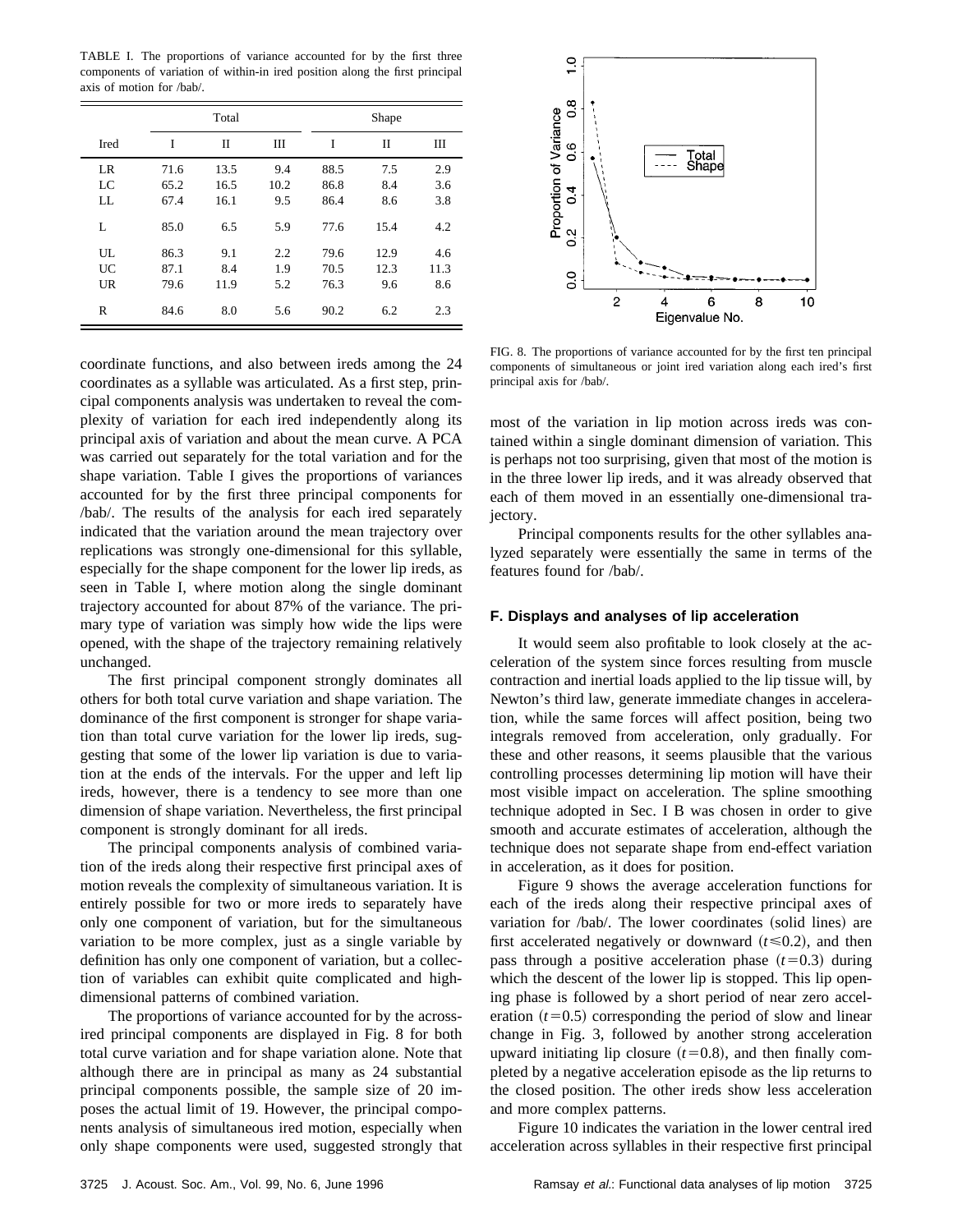TABLE I. The proportions of variance accounted for by the first three components of variation of within-in ired position along the first principal axis of motion for /bab/.

| Ired | Total | | | Shape | | |
|---|---|---|---|---|---|---|
| | I | II | III | I | II | III |
| LR | 71.6 | 13.5 | 9.4 | 88.5 | 7.5 | 2.9 |
| LC | 65.2 | 16.5 | 10.2 | 86.8 | 8.4 | 3.6 |
| LL | 67.4 | 16.1 | 9.5 | 86.4 | 8.6 | 3.8 |
| L | 85.0 | 6.5 | 5.9 | 77.6 | 15.4 | 4.2 |
| UL | 86.3 | 9.1 | 2.2 | 79.6 | 12.9 | 4.6 |
| UC | 87.1 | 8.4 | 1.9 | 70.5 | 12.3 | 11.3 |
| UR | 79.6 | 11.9 | 5.2 | 76.3 | 9.6 | 8.6 |
| R | 84.6 | 8.0 | 5.6 | 90.2 | 6.2 | 2.3 |

coordinate functions, and also between ireds among the 24 coordinates as a syllable was articulated. As a first step, principal components analysis was undertaken to reveal the complexity of variation for each ired independently along its principal axis of variation and about the mean curve. A PCA was carried out separately for the total variation and for the shape variation. Table I gives the proportions of variances accounted for by the first three principal components for /bab/. The results of the analysis for each ired separately indicated that the variation around the mean trajectory over replications was strongly one-dimensional for this syllable, especially for the shape component for the lower lip ireds, as seen in Table I, where motion along the single dominant trajectory accounted for about 87% of the variance. The primary type of variation was simply how wide the lips were opened, with the shape of the trajectory remaining relatively unchanged.

The first principal component strongly dominates all others for both total curve variation and shape variation. The dominance of the first component is stronger for shape variation than total curve variation for the lower lip ireds, suggesting that some of the lower lip variation is due to variation at the ends of the intervals. For the upper and left lip ireds, however, there is a tendency to see more than one dimension of shape variation. Nevertheless, the first principal component is strongly dominant for all ireds.

The principal components analysis of combined variation of the ireds along their respective first principal axes of motion reveals the complexity of simultaneous variation. It is entirely possible for two or more ireds to separately have only one component of variation, but for the simultaneous variation to be more complex, just as a single variable by definition has only one component of variation, but a collection of variables can exhibit quite complicated and high-dimensional patterns of combined variation.

The proportions of variance accounted for by the across-ired principal components are displayed in Fig. 8 for both total curve variation and for shape variation alone. Note that although there are in principal as many as 24 substantial principal components possible, the sample size of 20 imposes the actual limit of 19. However, the principal components analysis of simultaneous ired motion, especially when only shape components were used, suggested strongly that most of the variation in lip motion across ireds was contained within a single dominant dimension of variation. This is perhaps not too surprising, given that most of the motion is in the three lower lip ireds, and it was already observed that each of them moved in an essentially one-dimensional trajectory.

FIG. 8. The proportions of variance accounted for by the first ten principal components of simultaneous or joint ired variation along each ired's first principal axis for /bab/.

Principal components results for the other syllables analyzed separately were essentially the same in terms of the features found for /bab/.

### F. Displays and analyses of lip acceleration

It would seem also profitable to look closely at the acceleration of the system since forces resulting from muscle contraction and inertial loads applied to the lip tissue will, by Newton's third law, generate immediate changes in acceleration, while the same forces will affect position, being two integrals removed from acceleration, only gradually. For these and other reasons, it seems plausible that the various controlling processes determining lip motion will have their most visible impact on acceleration. The spline smoothing technique adopted in Sec. I B was chosen in order to give smooth and accurate estimates of acceleration, although the technique does not separate shape from end-effect variation in acceleration, as it does for position.

Figure 9 shows the average acceleration functions for each of the ireds along their respective principal axes of variation for /bab/. The lower coordinates (solid lines) are first accelerated negatively or downward ($t \leq 0.2$), and then pass through a positive acceleration phase ($t=0.3$) during which the descent of the lower lip is stopped. This lip opening phase is followed by a short period of near zero acceleration ($t=0.5$) corresponding the period of slow and linear change in Fig. 3, followed by another strong acceleration upward initiating lip closure ($t=0.8$), and then finally completed by a negative acceleration episode as the lip returns to the closed position. The other ireds show less acceleration and more complex patterns.

Figure 10 indicates the variation in the lower central ired acceleration across syllables in their respective first principal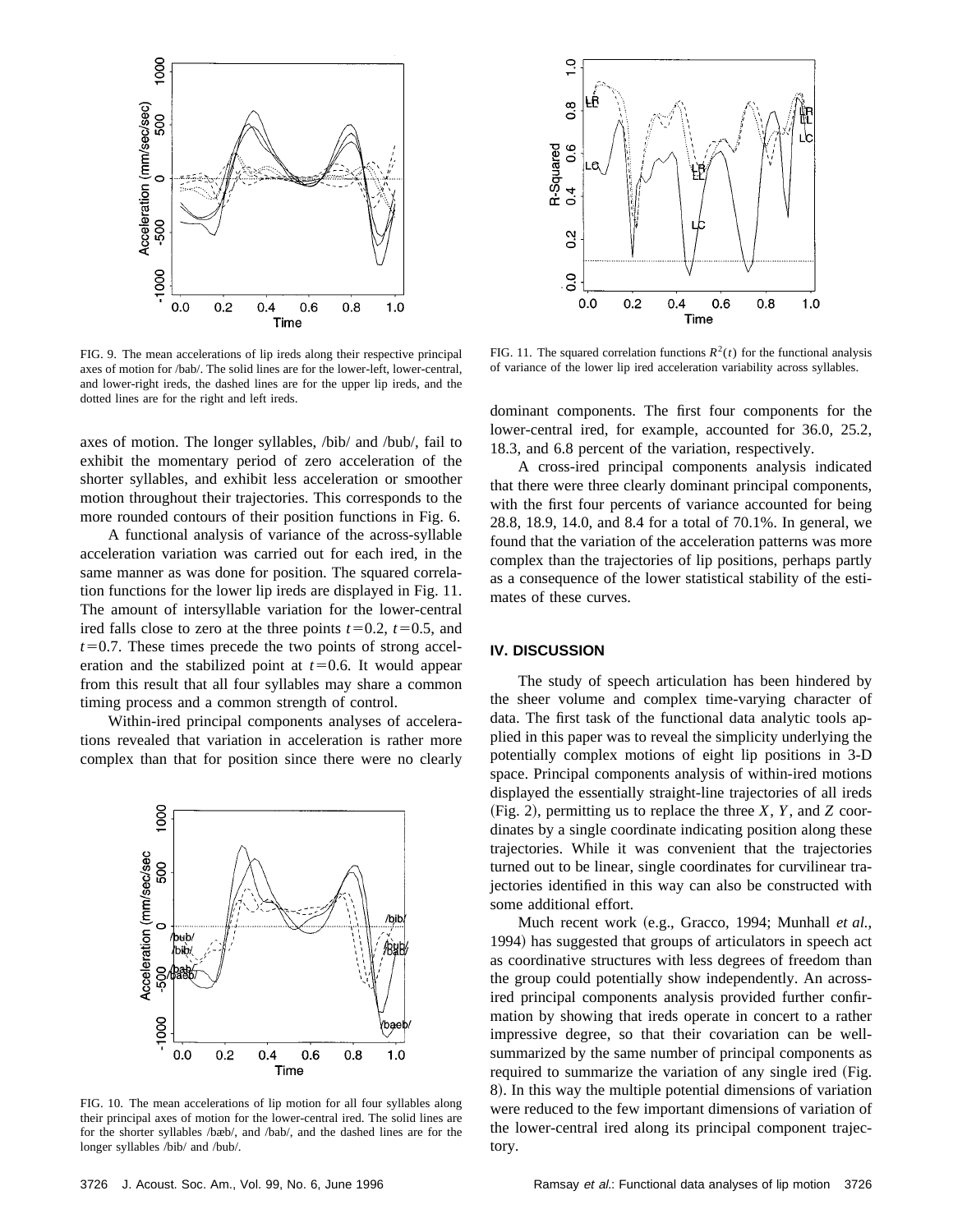FIG. 9. The mean accelerations of lip ireds along their respective principal axes of motion for /bab/. The solid lines are for the lower-left, lower-central, and lower-right ireds, the dashed lines are for the upper lip ireds, and the dotted lines are for the right and left ireds.

FIG. 11. The squared correlation functions $R^2(t)$ for the functional analysis of variance of the lower lip ired acceleration variability across syllables.

axes of motion. The longer syllables, /bib/ and /bub/, fail to exhibit the momentary period of zero acceleration of the shorter syllables, and exhibit less acceleration or smoother motion throughout their trajectories. This corresponds to the more rounded contours of their position functions in Fig. 6.

A functional analysis of variance of the across-syllable acceleration variation was carried out for each ired, in the same manner as was done for position. The squared correlation functions for the lower lip ireds are displayed in Fig. 11. The amount of intersyllable variation for the lower-central ired falls close to zero at the three points $t=0.2$, $t=0.5$, and $t=0.7$. These times precede the two points of strong acceleration and the stabilized point at $t=0.6$. It would appear from this result that all four syllables may share a common timing process and a common strength of control.

Within-ired principal components analyses of accelerations revealed that variation in acceleration is rather more complex than that for position since there were no clearly dominant components. The first four components for the lower-central ired, for example, accounted for 36.0, 25.2, 18.3, and 6.8 percent of the variation, respectively.

A cross-ired principal components analysis indicated that there were three clearly dominant principal components, with the first four percents of variance accounted for being 28.8, 18.9, 14.0, and 8.4 for a total of 70.1%. In general, we found that the variation of the acceleration patterns was more complex than the trajectories of lip positions, perhaps partly as a consequence of the lower statistical stability of the estimates of these curves.

FIG. 10. The mean accelerations of lip motion for all four syllables along their principal axes of motion for the lower-central ired. The solid lines are for the shorter syllables /bæb/, and /bab/, and the dashed lines are for the longer syllables /bib/ and /bub/.

## IV. DISCUSSION

The study of speech articulation has been hindered by the sheer volume and complex time-varying character of data. The first task of the functional data analytic tools applied in this paper was to reveal the simplicity underlying the potentially complex motions of eight lip positions in 3-D space. Principal components analysis of within-ired motions displayed the essentially straight-line trajectories of all ireds (Fig. 2), permitting us to replace the three $X$, $Y$, and $Z$ coordinates by a single coordinate indicating position along these trajectories. While it was convenient that the trajectories turned out to be linear, single coordinates for curvilinear trajectories identified in this way can also be constructed with some additional effort.

Much recent work (e.g., Gracco, 1994; Munhall *et al.*, 1994) has suggested that groups of articulators in speech act as coordinative structures with less degrees of freedom than the group could potentially show independently. An across-ired principal components analysis provided further confirmation by showing that ireds operate in concert to a rather impressive degree, so that their covariation can be well-summarized by the same number of principal components as required to summarize the variation of any single ired (Fig. 8). In this way the multiple potential dimensions of variation were reduced to the few important dimensions of variation of the lower-central ired along its principal component trajectory.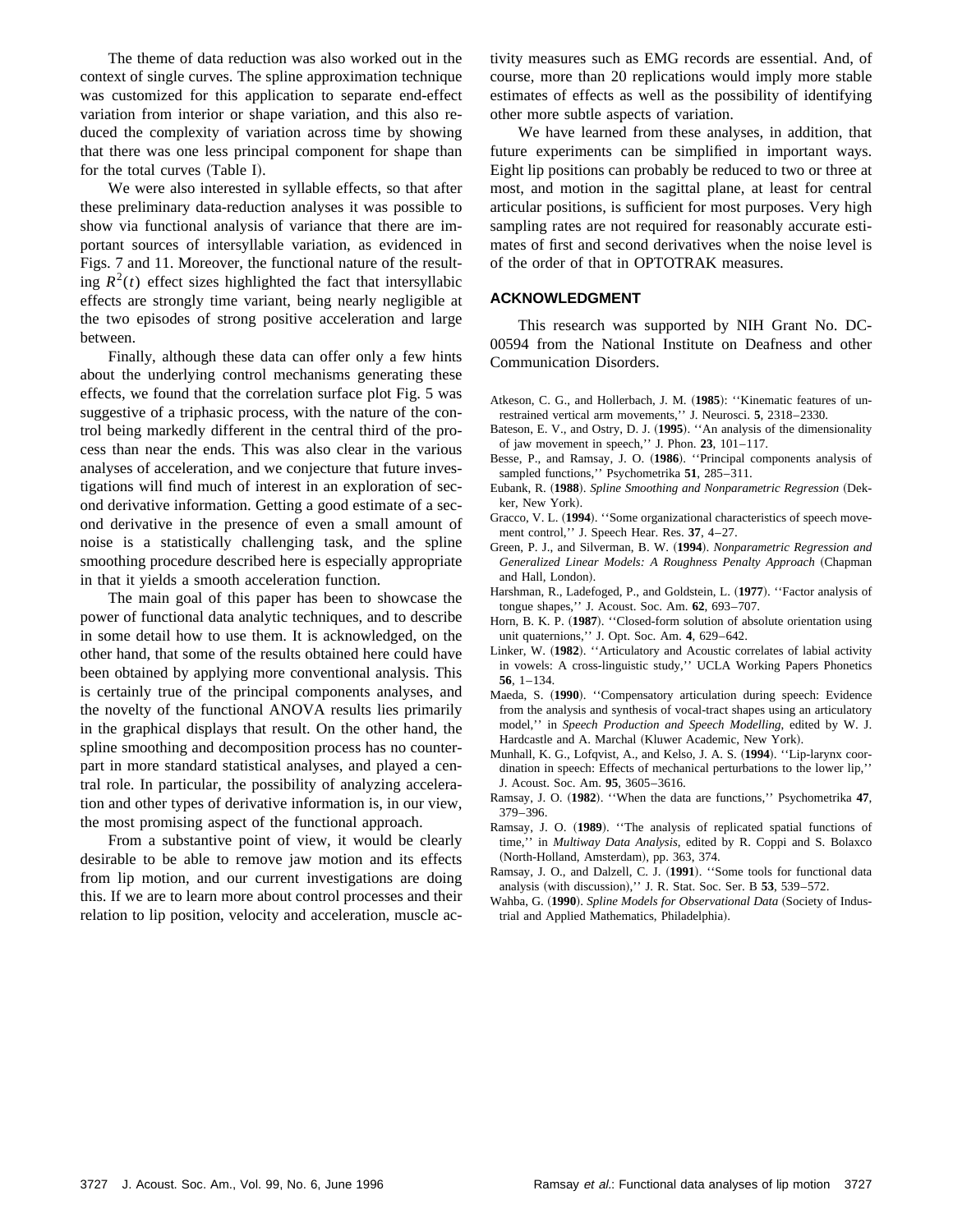The theme of data reduction was also worked out in the context of single curves. The spline approximation technique was customized for this application to separate end-effect variation from interior or shape variation, and this also reduced the complexity of variation across time by showing that there was one less principal component for shape than for the total curves (Table I).

We were also interested in syllable effects, so that after these preliminary data-reduction analyses it was possible to show via functional analysis of variance that there are important sources of intersyllable variation, as evidenced in Figs. 7 and 11. Moreover, the functional nature of the resulting $R^2(t)$ effect sizes highlighted the fact that intersyllabic effects are strongly time variant, being nearly negligible at the two episodes of strong positive acceleration and large between.

Finally, although these data can offer only a few hints about the underlying control mechanisms generating these effects, we found that the correlation surface plot Fig. 5 was suggestive of a triphasic process, with the nature of the control being markedly different in the central third of the process than near the ends. This was also clear in the various analyses of acceleration, and we conjecture that future investigations will find much of interest in an exploration of second derivative information. Getting a good estimate of a second derivative in the presence of even a small amount of noise is a statistically challenging task, and the spline smoothing procedure described here is especially appropriate in that it yields a smooth acceleration function.

The main goal of this paper has been to showcase the power of functional data analytic techniques, and to describe in some detail how to use them. It is acknowledged, on the other hand, that some of the results obtained here could have been obtained by applying more conventional analysis. This is certainly true of the principal components analyses, and the novelty of the functional ANOVA results lies primarily in the graphical displays that result. On the other hand, the spline smoothing and decomposition process has no counterpart in more standard statistical analyses, and played a central role. In particular, the possibility of analyzing acceleration and other types of derivative information is, in our view, the most promising aspect of the functional approach.

From a substantive point of view, it would be clearly desirable to be able to remove jaw motion and its effects from lip motion, and our current investigations are doing this. If we are to learn more about control processes and their relation to lip position, velocity and acceleration, muscle activity measures such as EMG records are essential. And, of course, more than 20 replications would imply more stable estimates of effects as well as the possibility of identifying other more subtle aspects of variation.

We have learned from these analyses, in addition, that future experiments can be simplified in important ways. Eight lip positions can probably be reduced to two or three at most, and motion in the sagittal plane, at least for central articular positions, is sufficient for most purposes. Very high sampling rates are not required for reasonably accurate estimates of first and second derivatives when the noise level is of the order of that in OPTOTRAK measures.

## ACKNOWLEDGMENT

This research was supported by NIH Grant No. DC-00594 from the National Institute on Deafness and other Communication Disorders.

Atkeson, C. G., and Hollerbach, J. M. (**1985**): ''Kinematic features of unrestrained vertical arm movements,'' J. Neurosci. **5**, 2318–2330.

Bateson, E. V., and Ostry, D. J. (**1995**). ''An analysis of the dimensionality of jaw movement in speech,'' J. Phon. **23**, 101–117.

Besse, P., and Ramsay, J. O. (**1986**). ''Principal components analysis of sampled functions,'' Psychometrika **51**, 285–311.

Eubank, R. (**1988**). *Spline Smoothing and Nonparametric Regression* (Dekker, New York).

Gracco, V. L. (**1994**). ''Some organizational characteristics of speech movement control,'' J. Speech Hear. Res. **37**, 4–27.

Green, P. J., and Silverman, B. W. (**1994**). *Nonparametric Regression and Generalized Linear Models: A Roughness Penalty Approach* (Chapman and Hall, London).

Harshman, R., Ladefoged, P., and Goldstein, L. (**1977**). ''Factor analysis of tongue shapes,'' J. Acoust. Soc. Am. **62**, 693–707.

Horn, B. K. P. (**1987**). ''Closed-form solution of absolute orientation using unit quaternions,'' J. Opt. Soc. Am. **4**, 629–642.

Linker, W. (**1982**). ''Articulatory and Acoustic correlates of labial activity in vowels: A cross-linguistic study,'' UCLA Working Papers Phonetics **56**, 1–134.

Maeda, S. (**1990**). ''Compensatory articulation during speech: Evidence from the analysis and synthesis of vocal-tract shapes using an articulatory model,'' in *Speech Production and Speech Modelling*, edited by W. J. Hardcastle and A. Marchal (Kluwer Academic, New York).

Munhall, K. G., Lofqvist, A., and Kelso, J. A. S. (**1994**). ''Lip-larynx coordination in speech: Effects of mechanical perturbations to the lower lip,'' J. Acoust. Soc. Am. **95**, 3605–3616.

Ramsay, J. O. (**1982**). ''When the data are functions,'' Psychometrika **47**, 379–396.

Ramsay, J. O. (**1989**). ''The analysis of replicated spatial functions of time,'' in *Multiway Data Analysis*, edited by R. Coppi and S. Bolaxco (North-Holland, Amsterdam), pp. 363, 374.

Ramsay, J. O., and Dalzell, C. J. (**1991**). ''Some tools for functional data analysis (with discussion),'' J. R. Stat. Soc. Ser. B **53**, 539–572.

Wahba, G. (**1990**). *Spline Models for Observational Data* (Society of Industrial and Applied Mathematics, Philadelphia).